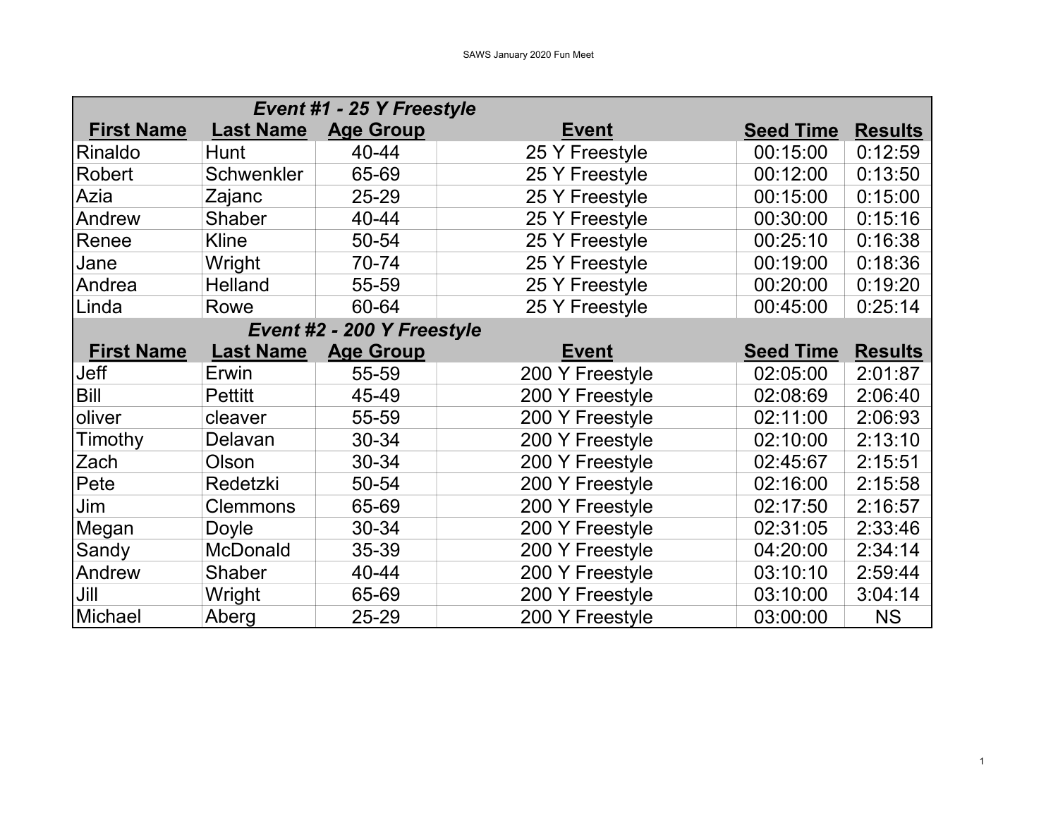SAWS January 2020 Fun Meet

| Event #1 - 25 Y Freestyle | | | | | |
|---|---|---|---|---|---|
| **First Name** | **Last Name** | **Age Group** | **Event** | **Seed Time** | **Results** |
| Rinaldo | Hunt | 40-44 | 25 Y Freestyle | 00:15:00 | 0:12:59 |
| Robert | Schwenkler | 65-69 | 25 Y Freestyle | 00:12:00 | 0:13:50 |
| Azia | Zajanc | 25-29 | 25 Y Freestyle | 00:15:00 | 0:15:00 |
| Andrew | Shaber | 40-44 | 25 Y Freestyle | 00:30:00 | 0:15:16 |
| Renee | Kline | 50-54 | 25 Y Freestyle | 00:25:10 | 0:16:38 |
| Jane | Wright | 70-74 | 25 Y Freestyle | 00:19:00 | 0:18:36 |
| Andrea | Helland | 55-59 | 25 Y Freestyle | 00:20:00 | 0:19:20 |
| Linda | Rowe | 60-64 | 25 Y Freestyle | 00:45:00 | 0:25:14 |
| **Event #2 - 200 Y Freestyle** | | | | | |
| **First Name** | **Last Name** | **Age Group** | **Event** | **Seed Time** | **Results** |
| Jeff | Erwin | 55-59 | 200 Y Freestyle | 02:05:00 | 2:01:87 |
| Bill | Pettitt | 45-49 | 200 Y Freestyle | 02:08:69 | 2:06:40 |
| oliver | cleaver | 55-59 | 200 Y Freestyle | 02:11:00 | 2:06:93 |
| Timothy | Delavan | 30-34 | 200 Y Freestyle | 02:10:00 | 2:13:10 |
| Zach | Olson | 30-34 | 200 Y Freestyle | 02:45:67 | 2:15:51 |
| Pete | Redetzki | 50-54 | 200 Y Freestyle | 02:16:00 | 2:15:58 |
| Jim | Clemmons | 65-69 | 200 Y Freestyle | 02:17:50 | 2:16:57 |
| Megan | Doyle | 30-34 | 200 Y Freestyle | 02:31:05 | 2:33:46 |
| Sandy | McDonald | 35-39 | 200 Y Freestyle | 04:20:00 | 2:34:14 |
| Andrew | Shaber | 40-44 | 200 Y Freestyle | 03:10:10 | 2:59:44 |
| Jill | Wright | 65-69 | 200 Y Freestyle | 03:10:00 | 3:04:14 |
| Michael | Aberg | 25-29 | 200 Y Freestyle | 03:00:00 | NS |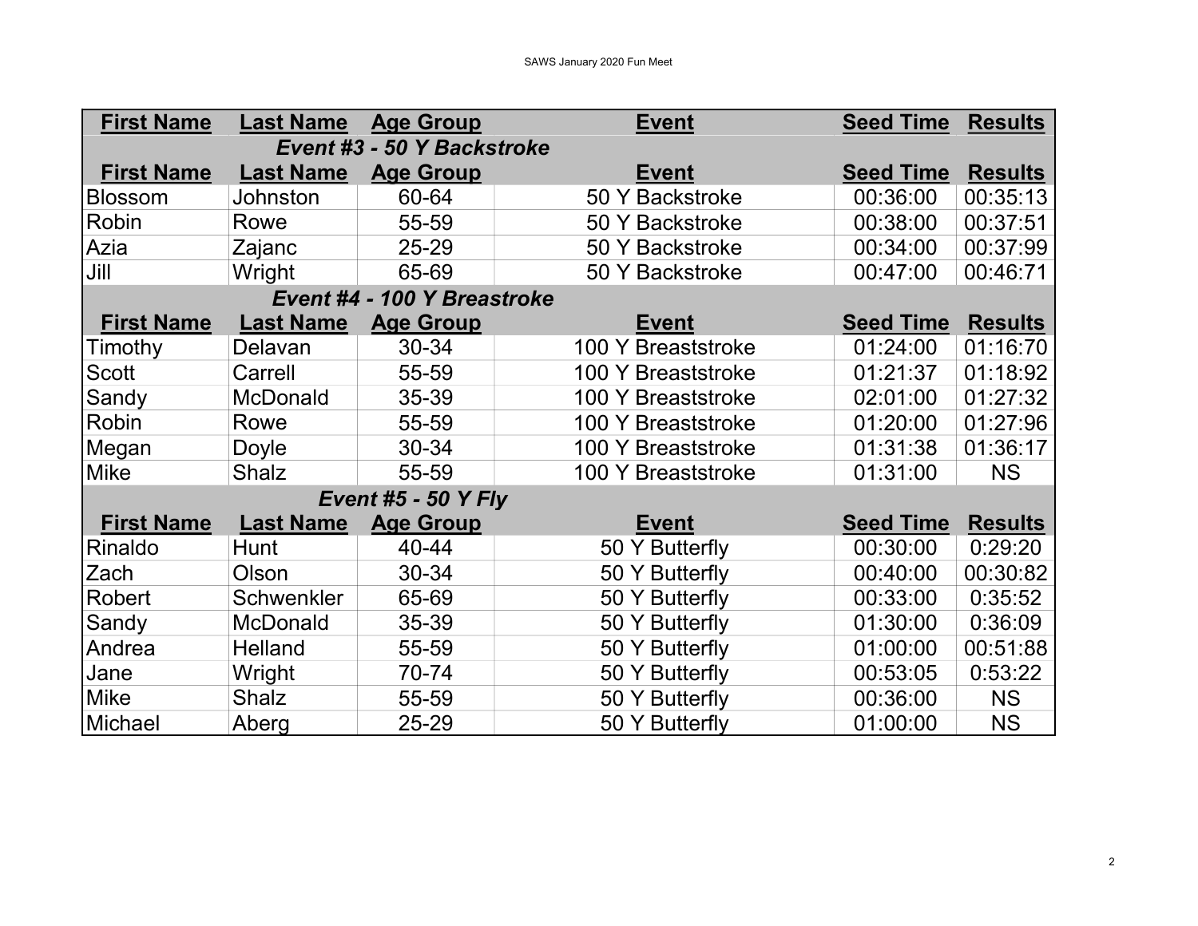| First Name | Last Name | Age Group | Event | Seed Time | Results |
|---|---|---|---|---|---|
| ***Event #3 - 50 Y Backstroke*** | | | | | |
| **First Name** | **Last Name** | **Age Group** | **Event** | **Seed Time** | **Results** |
| Blossom | Johnston | 60-64 | 50 Y Backstroke | 00:36:00 | 00:35:13 |
| Robin | Rowe | 55-59 | 50 Y Backstroke | 00:38:00 | 00:37:51 |
| Azia | Zajanc | 25-29 | 50 Y Backstroke | 00:34:00 | 00:37:99 |
| Jill | Wright | 65-69 | 50 Y Backstroke | 00:47:00 | 00:46:71 |
| ***Event #4 - 100 Y Breastroke*** | | | | | |
| **First Name** | **Last Name** | **Age Group** | **Event** | **Seed Time** | **Results** |
| Timothy | Delavan | 30-34 | 100 Y Breaststroke | 01:24:00 | 01:16:70 |
| Scott | Carrell | 55-59 | 100 Y Breaststroke | 01:21:37 | 01:18:92 |
| Sandy | McDonald | 35-39 | 100 Y Breaststroke | 02:01:00 | 01:27:32 |
| Robin | Rowe | 55-59 | 100 Y Breaststroke | 01:20:00 | 01:27:96 |
| Megan | Doyle | 30-34 | 100 Y Breaststroke | 01:31:38 | 01:36:17 |
| Mike | Shalz | 55-59 | 100 Y Breaststroke | 01:31:00 | NS |
| ***Event #5 - 50 Y Fly*** | | | | | |
| **First Name** | **Last Name** | **Age Group** | **Event** | **Seed Time** | **Results** |
| Rinaldo | Hunt | 40-44 | 50 Y Butterfly | 00:30:00 | 0:29:20 |
| Zach | Olson | 30-34 | 50 Y Butterfly | 00:40:00 | 00:30:82 |
| Robert | Schwenkler | 65-69 | 50 Y Butterfly | 00:33:00 | 0:35:52 |
| Sandy | McDonald | 35-39 | 50 Y Butterfly | 01:30:00 | 0:36:09 |
| Andrea | Helland | 55-59 | 50 Y Butterfly | 01:00:00 | 00:51:88 |
| Jane | Wright | 70-74 | 50 Y Butterfly | 00:53:05 | 0:53:22 |
| Mike | Shalz | 55-59 | 50 Y Butterfly | 00:36:00 | NS |
| Michael | Aberg | 25-29 | 50 Y Butterfly | 01:00:00 | NS |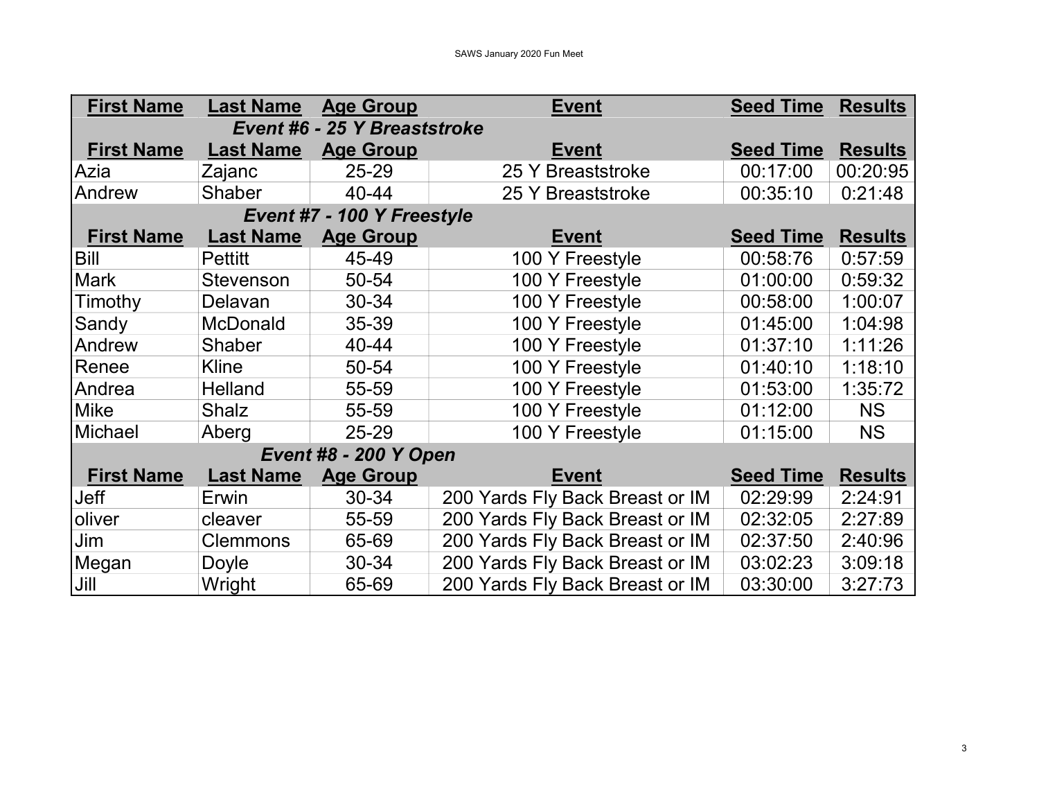| First Name | Last Name | Age Group | Event | Seed Time | Results |
|---|---|---|---|---|---|
| ***Event #6 - 25 Y Breaststroke*** | | | | | |
| **First Name** | **Last Name** | **Age Group** | **Event** | **Seed Time** | **Results** |
| Azia | Zajanc | 25-29 | 25 Y Breaststroke | 00:17:00 | 00:20:95 |
| Andrew | Shaber | 40-44 | 25 Y Breaststroke | 00:35:10 | 0:21:48 |
| ***Event #7 - 100 Y Freestyle*** | | | | | |
| **First Name** | **Last Name** | **Age Group** | **Event** | **Seed Time** | **Results** |
| Bill | Pettitt | 45-49 | 100 Y Freestyle | 00:58:76 | 0:57:59 |
| Mark | Stevenson | 50-54 | 100 Y Freestyle | 01:00:00 | 0:59:32 |
| Timothy | Delavan | 30-34 | 100 Y Freestyle | 00:58:00 | 1:00:07 |
| Sandy | McDonald | 35-39 | 100 Y Freestyle | 01:45:00 | 1:04:98 |
| Andrew | Shaber | 40-44 | 100 Y Freestyle | 01:37:10 | 1:11:26 |
| Renee | Kline | 50-54 | 100 Y Freestyle | 01:40:10 | 1:18:10 |
| Andrea | Helland | 55-59 | 100 Y Freestyle | 01:53:00 | 1:35:72 |
| Mike | Shalz | 55-59 | 100 Y Freestyle | 01:12:00 | NS |
| Michael | Aberg | 25-29 | 100 Y Freestyle | 01:15:00 | NS |
| ***Event #8 - 200 Y Open*** | | | | | |
| **First Name** | **Last Name** | **Age Group** | **Event** | **Seed Time** | **Results** |
| Jeff | Erwin | 30-34 | 200 Yards Fly Back Breast or IM | 02:29:99 | 2:24:91 |
| oliver | cleaver | 55-59 | 200 Yards Fly Back Breast or IM | 02:32:05 | 2:27:89 |
| Jim | Clemmons | 65-69 | 200 Yards Fly Back Breast or IM | 02:37:50 | 2:40:96 |
| Megan | Doyle | 30-34 | 200 Yards Fly Back Breast or IM | 03:02:23 | 3:09:18 |
| Jill | Wright | 65-69 | 200 Yards Fly Back Breast or IM | 03:30:00 | 3:27:73 |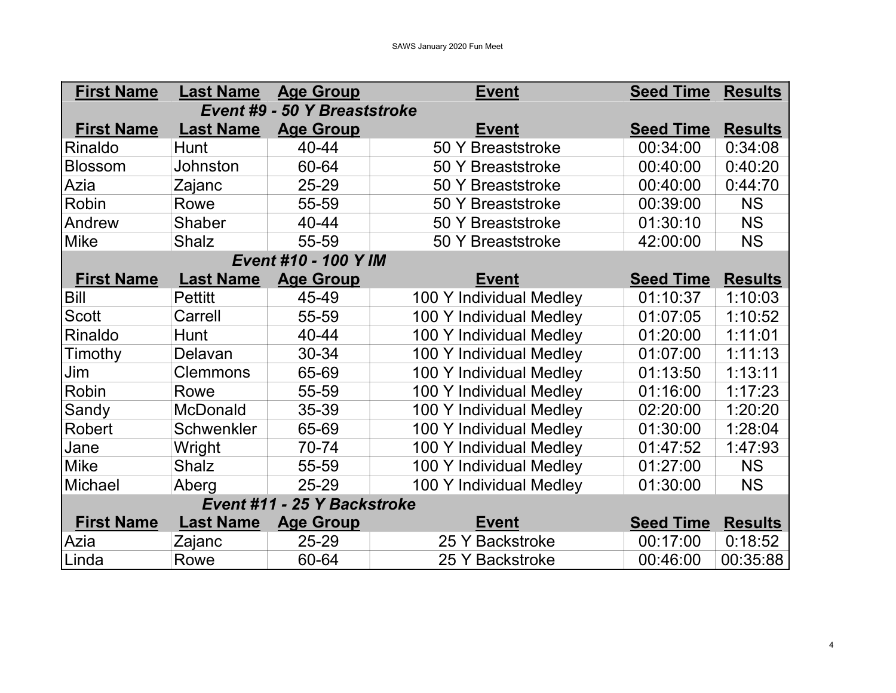| First Name | Last Name | Age Group | Event | Seed Time | Results |
|---|---|---|---|---|---|
| ***Event #9 - 50 Y Breaststroke*** | | | | | |
| **First Name** | **Last Name** | **Age Group** | **Event** | **Seed Time** | **Results** |
| Rinaldo | Hunt | 40-44 | 50 Y Breaststroke | 00:34:00 | 0:34:08 |
| Blossom | Johnston | 60-64 | 50 Y Breaststroke | 00:40:00 | 0:40:20 |
| Azia | Zajanc | 25-29 | 50 Y Breaststroke | 00:40:00 | 0:44:70 |
| Robin | Rowe | 55-59 | 50 Y Breaststroke | 00:39:00 | NS |
| Andrew | Shaber | 40-44 | 50 Y Breaststroke | 01:30:10 | NS |
| Mike | Shalz | 55-59 | 50 Y Breaststroke | 42:00:00 | NS |
| ***Event #10 - 100 Y IM*** | | | | | |
| **First Name** | **Last Name** | **Age Group** | **Event** | **Seed Time** | **Results** |
| Bill | Pettitt | 45-49 | 100 Y Individual Medley | 01:10:37 | 1:10:03 |
| Scott | Carrell | 55-59 | 100 Y Individual Medley | 01:07:05 | 1:10:52 |
| Rinaldo | Hunt | 40-44 | 100 Y Individual Medley | 01:20:00 | 1:11:01 |
| Timothy | Delavan | 30-34 | 100 Y Individual Medley | 01:07:00 | 1:11:13 |
| Jim | Clemmons | 65-69 | 100 Y Individual Medley | 01:13:50 | 1:13:11 |
| Robin | Rowe | 55-59 | 100 Y Individual Medley | 01:16:00 | 1:17:23 |
| Sandy | McDonald | 35-39 | 100 Y Individual Medley | 02:20:00 | 1:20:20 |
| Robert | Schwenkler | 65-69 | 100 Y Individual Medley | 01:30:00 | 1:28:04 |
| Jane | Wright | 70-74 | 100 Y Individual Medley | 01:47:52 | 1:47:93 |
| Mike | Shalz | 55-59 | 100 Y Individual Medley | 01:27:00 | NS |
| Michael | Aberg | 25-29 | 100 Y Individual Medley | 01:30:00 | NS |
| ***Event #11 - 25 Y Backstroke*** | | | | | |
| **First Name** | **Last Name** | **Age Group** | **Event** | **Seed Time** | **Results** |
| Azia | Zajanc | 25-29 | 25 Y Backstroke | 00:17:00 | 0:18:52 |
| Linda | Rowe | 60-64 | 25 Y Backstroke | 00:46:00 | 00:35:88 |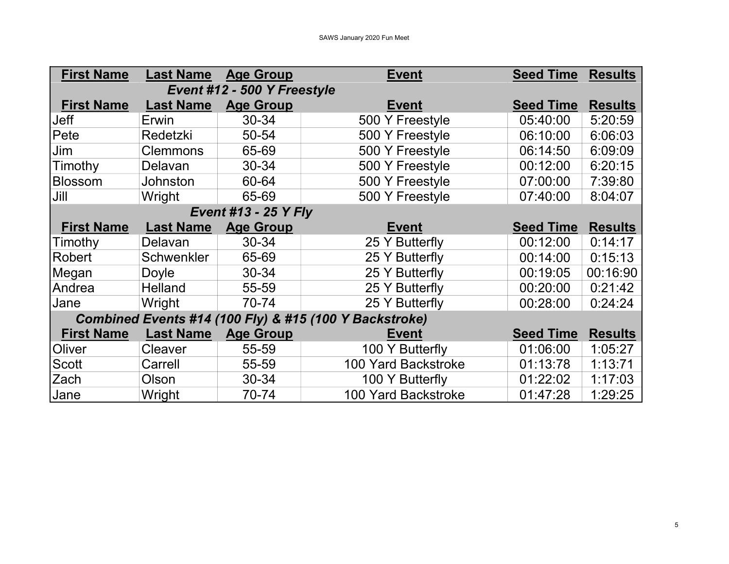| First Name | Last Name | Age Group | Event | Seed Time | Results |
|---|---|---|---|---|---|
| ***Event #12 - 500 Y Freestyle*** | | | | | |
| **First Name** | **Last Name** | **Age Group** | **Event** | **Seed Time** | **Results** |
| Jeff | Erwin | 30-34 | 500 Y Freestyle | 05:40:00 | 5:20:59 |
| Pete | Redetzki | 50-54 | 500 Y Freestyle | 06:10:00 | 6:06:03 |
| Jim | Clemmons | 65-69 | 500 Y Freestyle | 06:14:50 | 6:09:09 |
| Timothy | Delavan | 30-34 | 500 Y Freestyle | 00:12:00 | 6:20:15 |
| Blossom | Johnston | 60-64 | 500 Y Freestyle | 07:00:00 | 7:39:80 |
| Jill | Wright | 65-69 | 500 Y Freestyle | 07:40:00 | 8:04:07 |
| ***Event #13 - 25 Y Fly*** | | | | | |
| **First Name** | **Last Name** | **Age Group** | **Event** | **Seed Time** | **Results** |
| Timothy | Delavan | 30-34 | 25 Y Butterfly | 00:12:00 | 0:14:17 |
| Robert | Schwenkler | 65-69 | 25 Y Butterfly | 00:14:00 | 0:15:13 |
| Megan | Doyle | 30-34 | 25 Y Butterfly | 00:19:05 | 00:16:90 |
| Andrea | Helland | 55-59 | 25 Y Butterfly | 00:20:00 | 0:21:42 |
| Jane | Wright | 70-74 | 25 Y Butterfly | 00:28:00 | 0:24:24 |
| ***Combined Events #14 (100 Fly) & #15 (100 Y Backstroke)*** | | | | | |
| **First Name** | **Last Name** | **Age Group** | **Event** | **Seed Time** | **Results** |
| Oliver | Cleaver | 55-59 | 100 Y Butterfly | 01:06:00 | 1:05:27 |
| Scott | Carrell | 55-59 | 100 Yard Backstroke | 01:13:78 | 1:13:71 |
| Zach | Olson | 30-34 | 100 Y Butterfly | 01:22:02 | 1:17:03 |
| Jane | Wright | 70-74 | 100 Yard Backstroke | 01:47:28 | 1:29:25 |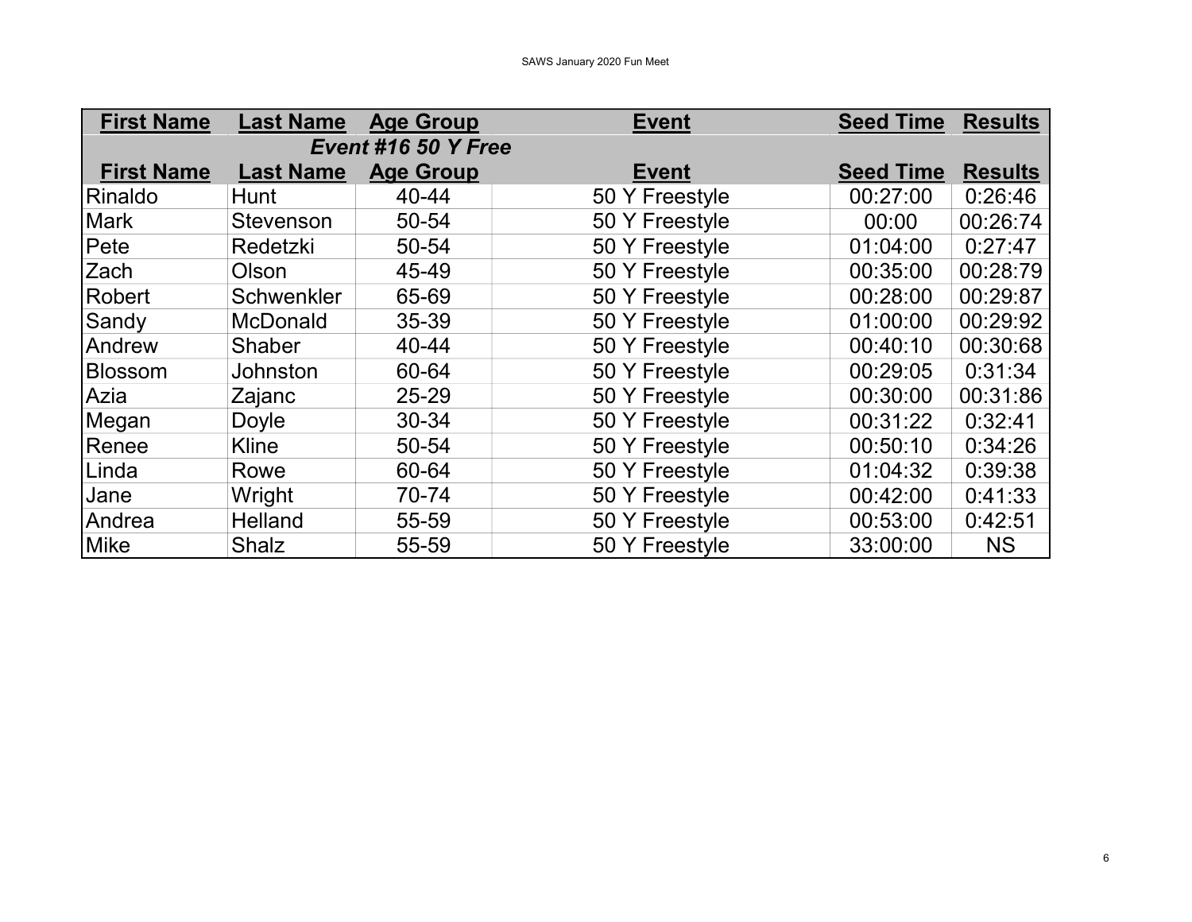| First Name | Last Name | Age Group | Event | Seed Time | Results |
|---|---|---|---|---|---|
| | | *Event #16 50 Y Free* | | | |
| **First Name** | **Last Name** | **Age Group** | **Event** | **Seed Time** | **Results** |
| Rinaldo | Hunt | 40-44 | 50 Y Freestyle | 00:27:00 | 0:26:46 |
| Mark | Stevenson | 50-54 | 50 Y Freestyle | 00:00 | 00:26:74 |
| Pete | Redetzki | 50-54 | 50 Y Freestyle | 01:04:00 | 0:27:47 |
| Zach | Olson | 45-49 | 50 Y Freestyle | 00:35:00 | 00:28:79 |
| Robert | Schwenkler | 65-69 | 50 Y Freestyle | 00:28:00 | 00:29:87 |
| Sandy | McDonald | 35-39 | 50 Y Freestyle | 01:00:00 | 00:29:92 |
| Andrew | Shaber | 40-44 | 50 Y Freestyle | 00:40:10 | 00:30:68 |
| Blossom | Johnston | 60-64 | 50 Y Freestyle | 00:29:05 | 0:31:34 |
| Azia | Zajanc | 25-29 | 50 Y Freestyle | 00:30:00 | 00:31:86 |
| Megan | Doyle | 30-34 | 50 Y Freestyle | 00:31:22 | 0:32:41 |
| Renee | Kline | 50-54 | 50 Y Freestyle | 00:50:10 | 0:34:26 |
| Linda | Rowe | 60-64 | 50 Y Freestyle | 01:04:32 | 0:39:38 |
| Jane | Wright | 70-74 | 50 Y Freestyle | 00:42:00 | 0:41:33 |
| Andrea | Helland | 55-59 | 50 Y Freestyle | 00:53:00 | 0:42:51 |
| Mike | Shalz | 55-59 | 50 Y Freestyle | 33:00:00 | NS |